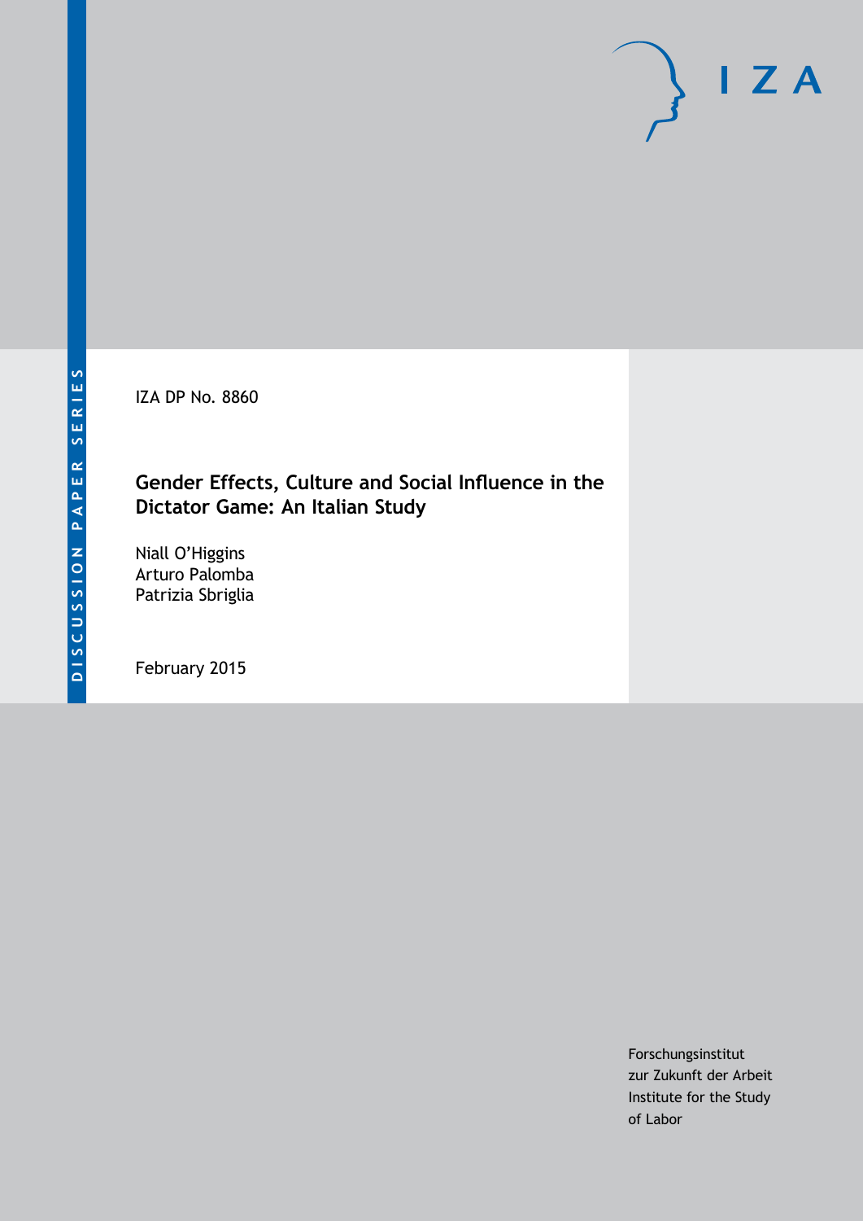DISCUSSION PAPER SERIES

IZA

IZA DP No. 8860

# Gender Effects, Culture and Social Influence in the Dictator Game: An Italian Study

Niall O'Higgins
Arturo Palomba
Patrizia Sbriglia

February 2015

Forschungsinstitut
zur Zukunft der Arbeit
Institute for the Study
of Labor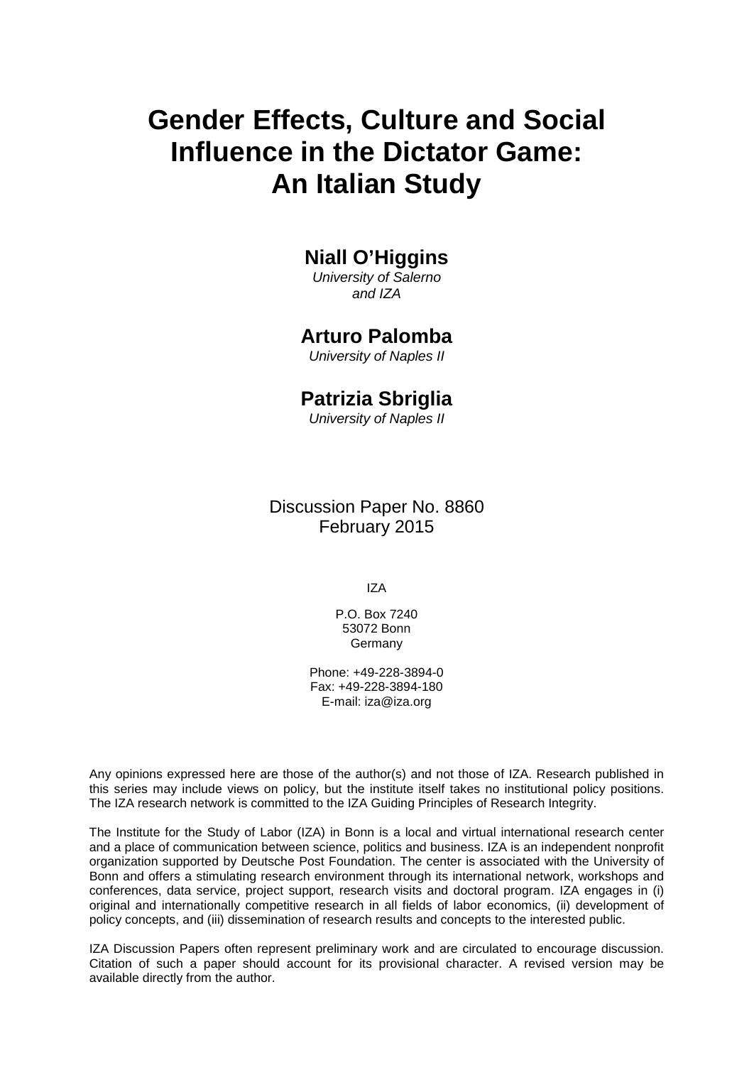# Gender Effects, Culture and Social Influence in the Dictator Game: An Italian Study

## Niall O'Higgins

*University of Salerno and IZA*

## Arturo Palomba

*University of Naples II*

## Patrizia Sbriglia

*University of Naples II*

Discussion Paper No. 8860
February 2015

IZA

P.O. Box 7240
53072 Bonn
Germany

Phone: +49-228-3894-0
Fax: +49-228-3894-180
E-mail: iza@iza.org

Any opinions expressed here are those of the author(s) and not those of IZA. Research published in this series may include views on policy, but the institute itself takes no institutional policy positions. The IZA research network is committed to the IZA Guiding Principles of Research Integrity.

The Institute for the Study of Labor (IZA) in Bonn is a local and virtual international research center and a place of communication between science, politics and business. IZA is an independent nonprofit organization supported by Deutsche Post Foundation. The center is associated with the University of Bonn and offers a stimulating research environment through its international network, workshops and conferences, data service, project support, research visits and doctoral program. IZA engages in (i) original and internationally competitive research in all fields of labor economics, (ii) development of policy concepts, and (iii) dissemination of research results and concepts to the interested public.

IZA Discussion Papers often represent preliminary work and are circulated to encourage discussion. Citation of such a paper should account for its provisional character. A revised version may be available directly from the author.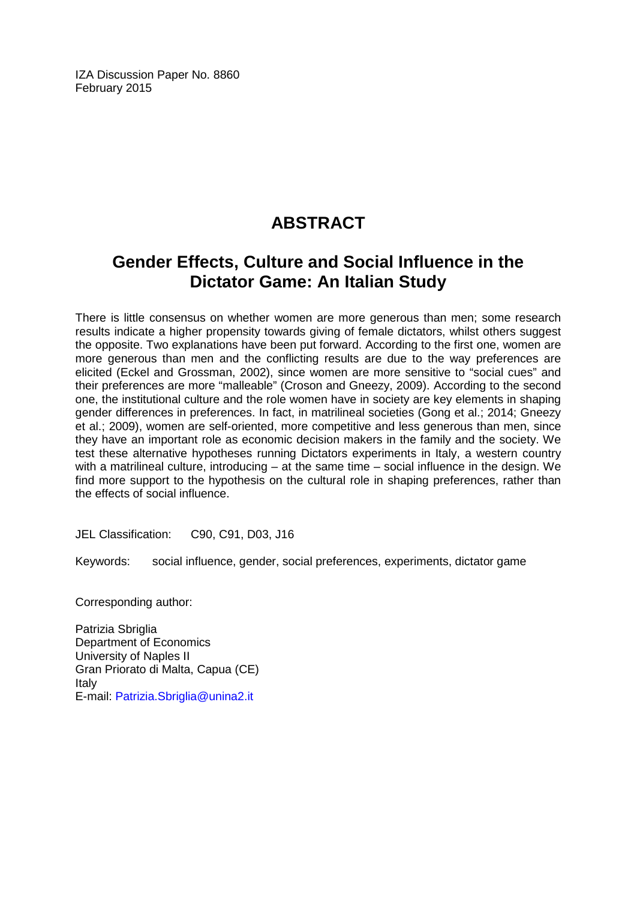IZA Discussion Paper No. 8860
February 2015

# ABSTRACT

## Gender Effects, Culture and Social Influence in the Dictator Game: An Italian Study

There is little consensus on whether women are more generous than men; some research results indicate a higher propensity towards giving of female dictators, whilst others suggest the opposite. Two explanations have been put forward. According to the first one, women are more generous than men and the conflicting results are due to the way preferences are elicited (Eckel and Grossman, 2002), since women are more sensitive to "social cues" and their preferences are more "malleable" (Croson and Gneezy, 2009). According to the second one, the institutional culture and the role women have in society are key elements in shaping gender differences in preferences. In fact, in matrilineal societies (Gong et al.; 2014; Gneezy et al.; 2009), women are self-oriented, more competitive and less generous than men, since they have an important role as economic decision makers in the family and the society. We test these alternative hypotheses running Dictators experiments in Italy, a western country with a matrilineal culture, introducing – at the same time – social influence in the design. We find more support to the hypothesis on the cultural role in shaping preferences, rather than the effects of social influence.

JEL Classification: C90, C91, D03, J16

Keywords: social influence, gender, social preferences, experiments, dictator game

Corresponding author:

Patrizia Sbriglia
Department of Economics
University of Naples II
Gran Priorato di Malta, Capua (CE)
Italy
E-mail: Patrizia.Sbriglia@unina2.it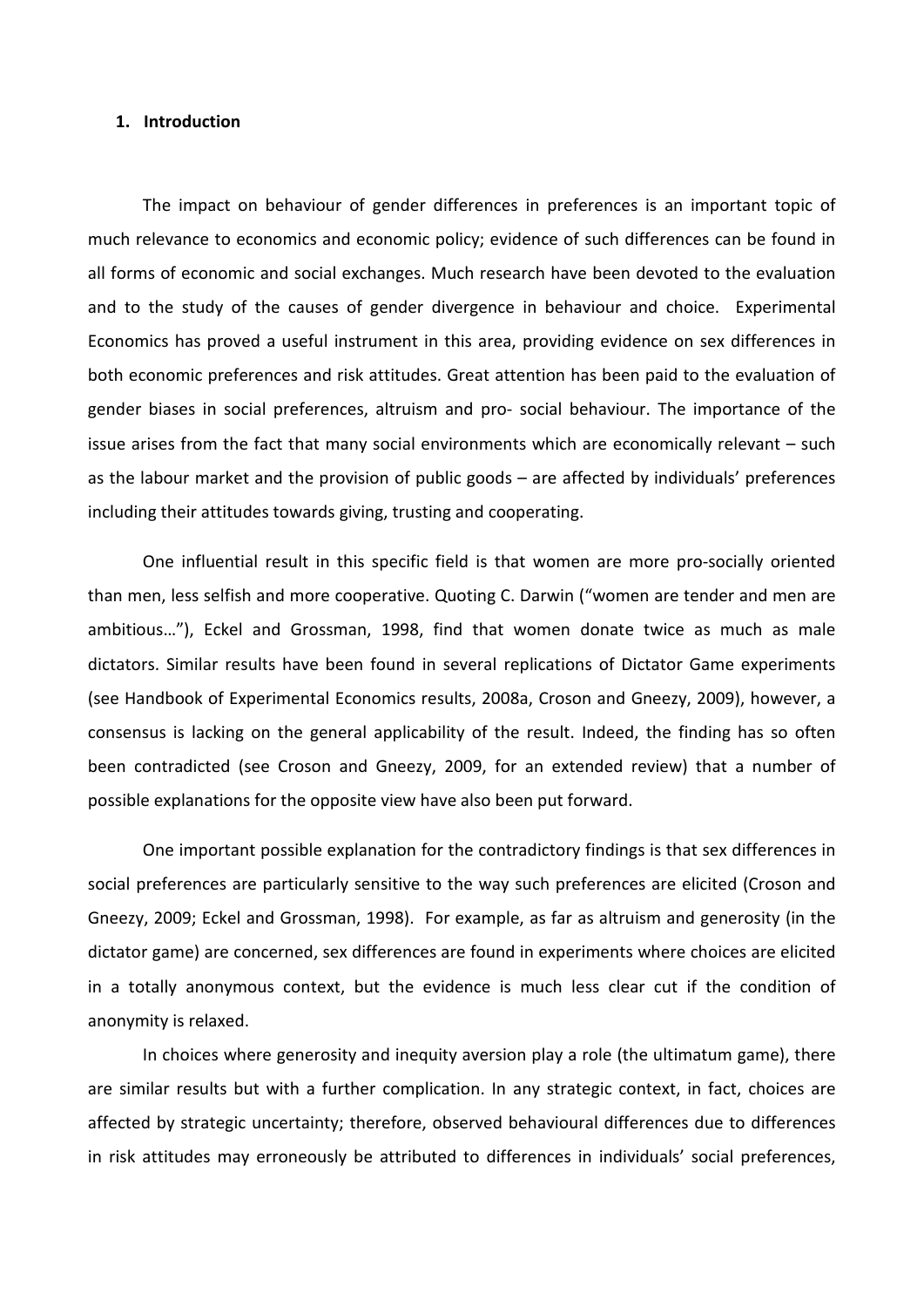## 1. Introduction

The impact on behaviour of gender differences in preferences is an important topic of much relevance to economics and economic policy; evidence of such differences can be found in all forms of economic and social exchanges. Much research have been devoted to the evaluation and to the study of the causes of gender divergence in behaviour and choice. Experimental Economics has proved a useful instrument in this area, providing evidence on sex differences in both economic preferences and risk attitudes. Great attention has been paid to the evaluation of gender biases in social preferences, altruism and pro- social behaviour. The importance of the issue arises from the fact that many social environments which are economically relevant – such as the labour market and the provision of public goods – are affected by individuals' preferences including their attitudes towards giving, trusting and cooperating.

One influential result in this specific field is that women are more pro-socially oriented than men, less selfish and more cooperative. Quoting C. Darwin ("women are tender and men are ambitious…"), Eckel and Grossman, 1998, find that women donate twice as much as male dictators. Similar results have been found in several replications of Dictator Game experiments (see Handbook of Experimental Economics results, 2008a, Croson and Gneezy, 2009), however, a consensus is lacking on the general applicability of the result. Indeed, the finding has so often been contradicted (see Croson and Gneezy, 2009, for an extended review) that a number of possible explanations for the opposite view have also been put forward.

One important possible explanation for the contradictory findings is that sex differences in social preferences are particularly sensitive to the way such preferences are elicited (Croson and Gneezy, 2009; Eckel and Grossman, 1998). For example, as far as altruism and generosity (in the dictator game) are concerned, sex differences are found in experiments where choices are elicited in a totally anonymous context, but the evidence is much less clear cut if the condition of anonymity is relaxed.

In choices where generosity and inequity aversion play a role (the ultimatum game), there are similar results but with a further complication. In any strategic context, in fact, choices are affected by strategic uncertainty; therefore, observed behavioural differences due to differences in risk attitudes may erroneously be attributed to differences in individuals' social preferences,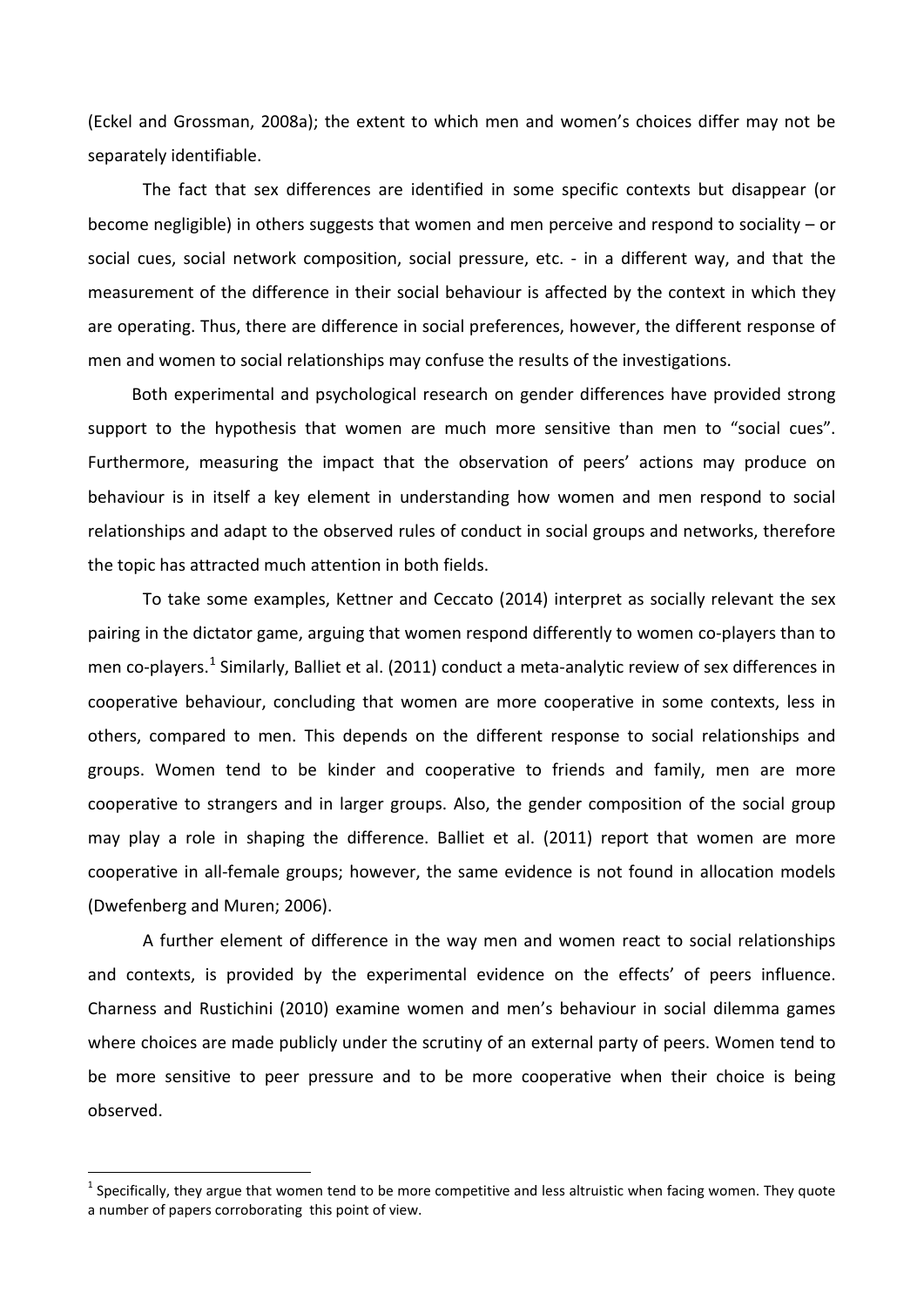(Eckel and Grossman, 2008a); the extent to which men and women's choices differ may not be separately identifiable.

The fact that sex differences are identified in some specific contexts but disappear (or become negligible) in others suggests that women and men perceive and respond to sociality – or social cues, social network composition, social pressure, etc. - in a different way, and that the measurement of the difference in their social behaviour is affected by the context in which they are operating. Thus, there are difference in social preferences, however, the different response of men and women to social relationships may confuse the results of the investigations.

Both experimental and psychological research on gender differences have provided strong support to the hypothesis that women are much more sensitive than men to "social cues". Furthermore, measuring the impact that the observation of peers' actions may produce on behaviour is in itself a key element in understanding how women and men respond to social relationships and adapt to the observed rules of conduct in social groups and networks, therefore the topic has attracted much attention in both fields.

To take some examples, Kettner and Ceccato (2014) interpret as socially relevant the sex pairing in the dictator game, arguing that women respond differently to women co-players than to men co-players.[1] Similarly, Balliet et al. (2011) conduct a meta-analytic review of sex differences in cooperative behaviour, concluding that women are more cooperative in some contexts, less in others, compared to men. This depends on the different response to social relationships and groups. Women tend to be kinder and cooperative to friends and family, men are more cooperative to strangers and in larger groups. Also, the gender composition of the social group may play a role in shaping the difference. Balliet et al. (2011) report that women are more cooperative in all-female groups; however, the same evidence is not found in allocation models (Dwefenberg and Muren; 2006).

A further element of difference in the way men and women react to social relationships and contexts, is provided by the experimental evidence on the effects' of peers influence. Charness and Rustichini (2010) examine women and men's behaviour in social dilemma games where choices are made publicly under the scrutiny of an external party of peers. Women tend to be more sensitive to peer pressure and to be more cooperative when their choice is being observed.

[1] Specifically, they argue that women tend to be more competitive and less altruistic when facing women. They quote a number of papers corroborating this point of view.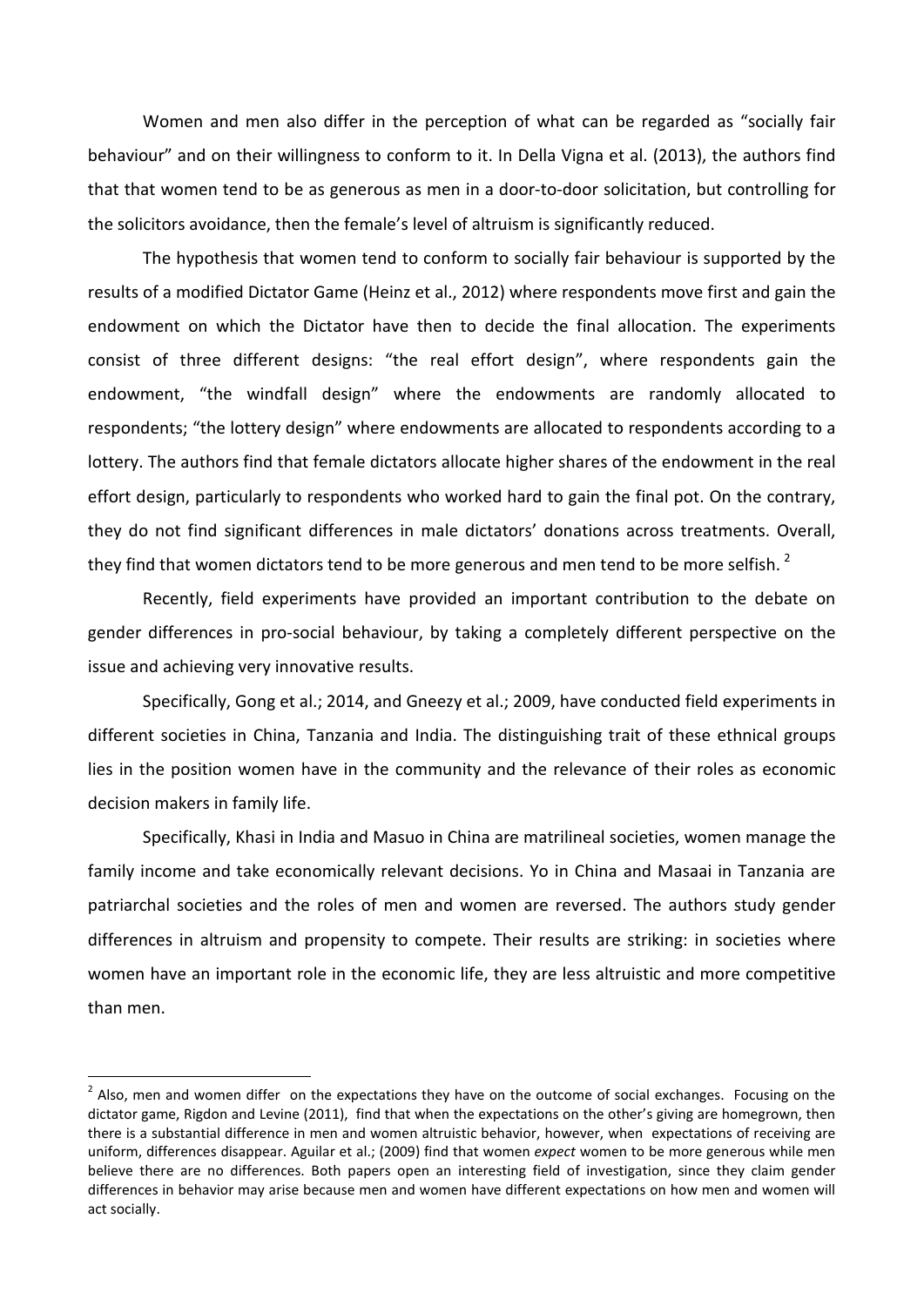Women and men also differ in the perception of what can be regarded as "socially fair behaviour" and on their willingness to conform to it. In Della Vigna et al. (2013), the authors find that that women tend to be as generous as men in a door-to-door solicitation, but controlling for the solicitors avoidance, then the female's level of altruism is significantly reduced.

The hypothesis that women tend to conform to socially fair behaviour is supported by the results of a modified Dictator Game (Heinz et al., 2012) where respondents move first and gain the endowment on which the Dictator have then to decide the final allocation. The experiments consist of three different designs: "the real effort design", where respondents gain the endowment, "the windfall design" where the endowments are randomly allocated to respondents; "the lottery design" where endowments are allocated to respondents according to a lottery. The authors find that female dictators allocate higher shares of the endowment in the real effort design, particularly to respondents who worked hard to gain the final pot. On the contrary, they do not find significant differences in male dictators' donations across treatments. Overall, they find that women dictators tend to be more generous and men tend to be more selfish. [2]

Recently, field experiments have provided an important contribution to the debate on gender differences in pro-social behaviour, by taking a completely different perspective on the issue and achieving very innovative results.

Specifically, Gong et al.; 2014, and Gneezy et al.; 2009, have conducted field experiments in different societies in China, Tanzania and India. The distinguishing trait of these ethnical groups lies in the position women have in the community and the relevance of their roles as economic decision makers in family life.

Specifically, Khasi in India and Masuo in China are matrilineal societies, women manage the family income and take economically relevant decisions. Yo in China and Masaai in Tanzania are patriarchal societies and the roles of men and women are reversed. The authors study gender differences in altruism and propensity to compete. Their results are striking: in societies where women have an important role in the economic life, they are less altruistic and more competitive than men.

---

[2] Also, men and women differ on the expectations they have on the outcome of social exchanges. Focusing on the dictator game, Rigdon and Levine (2011), find that when the expectations on the other's giving are homegrown, then there is a substantial difference in men and women altruistic behavior, however, when expectations of receiving are uniform, differences disappear. Aguilar et al.; (2009) find that women *expect* women to be more generous while men believe there are no differences. Both papers open an interesting field of investigation, since they claim gender differences in behavior may arise because men and women have different expectations on how men and women will act socially.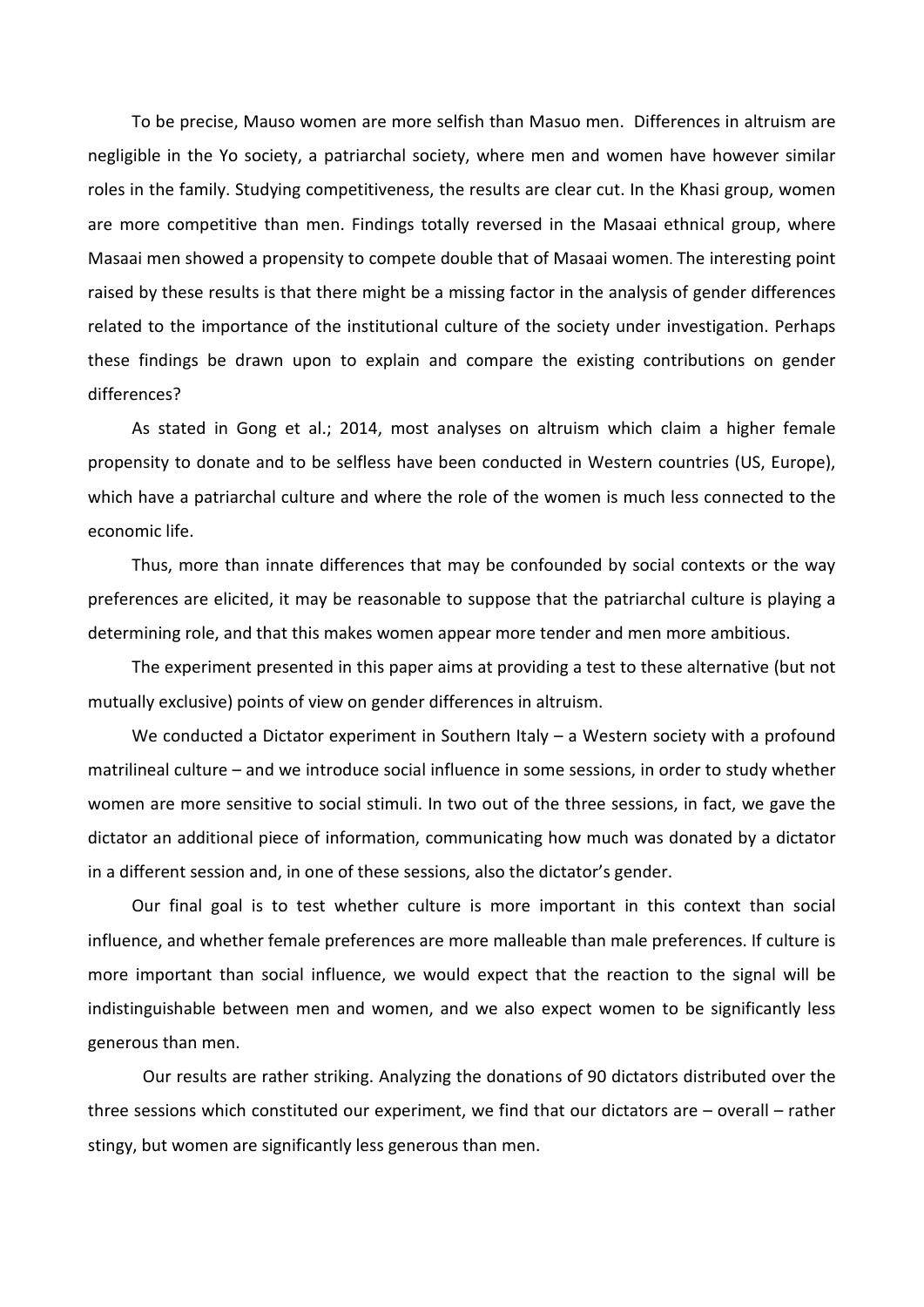To be precise, Mauso women are more selfish than Masuo men. Differences in altruism are negligible in the Yo society, a patriarchal society, where men and women have however similar roles in the family. Studying competitiveness, the results are clear cut. In the Khasi group, women are more competitive than men. Findings totally reversed in the Masaai ethnical group, where Masaai men showed a propensity to compete double that of Masaai women. The interesting point raised by these results is that there might be a missing factor in the analysis of gender differences related to the importance of the institutional culture of the society under investigation. Perhaps these findings be drawn upon to explain and compare the existing contributions on gender differences?

As stated in Gong et al.; 2014, most analyses on altruism which claim a higher female propensity to donate and to be selfless have been conducted in Western countries (US, Europe), which have a patriarchal culture and where the role of the women is much less connected to the economic life.

Thus, more than innate differences that may be confounded by social contexts or the way preferences are elicited, it may be reasonable to suppose that the patriarchal culture is playing a determining role, and that this makes women appear more tender and men more ambitious.

The experiment presented in this paper aims at providing a test to these alternative (but not mutually exclusive) points of view on gender differences in altruism.

We conducted a Dictator experiment in Southern Italy – a Western society with a profound matrilineal culture – and we introduce social influence in some sessions, in order to study whether women are more sensitive to social stimuli. In two out of the three sessions, in fact, we gave the dictator an additional piece of information, communicating how much was donated by a dictator in a different session and, in one of these sessions, also the dictator's gender.

Our final goal is to test whether culture is more important in this context than social influence, and whether female preferences are more malleable than male preferences. If culture is more important than social influence, we would expect that the reaction to the signal will be indistinguishable between men and women, and we also expect women to be significantly less generous than men.

Our results are rather striking. Analyzing the donations of 90 dictators distributed over the three sessions which constituted our experiment, we find that our dictators are – overall – rather stingy, but women are significantly less generous than men.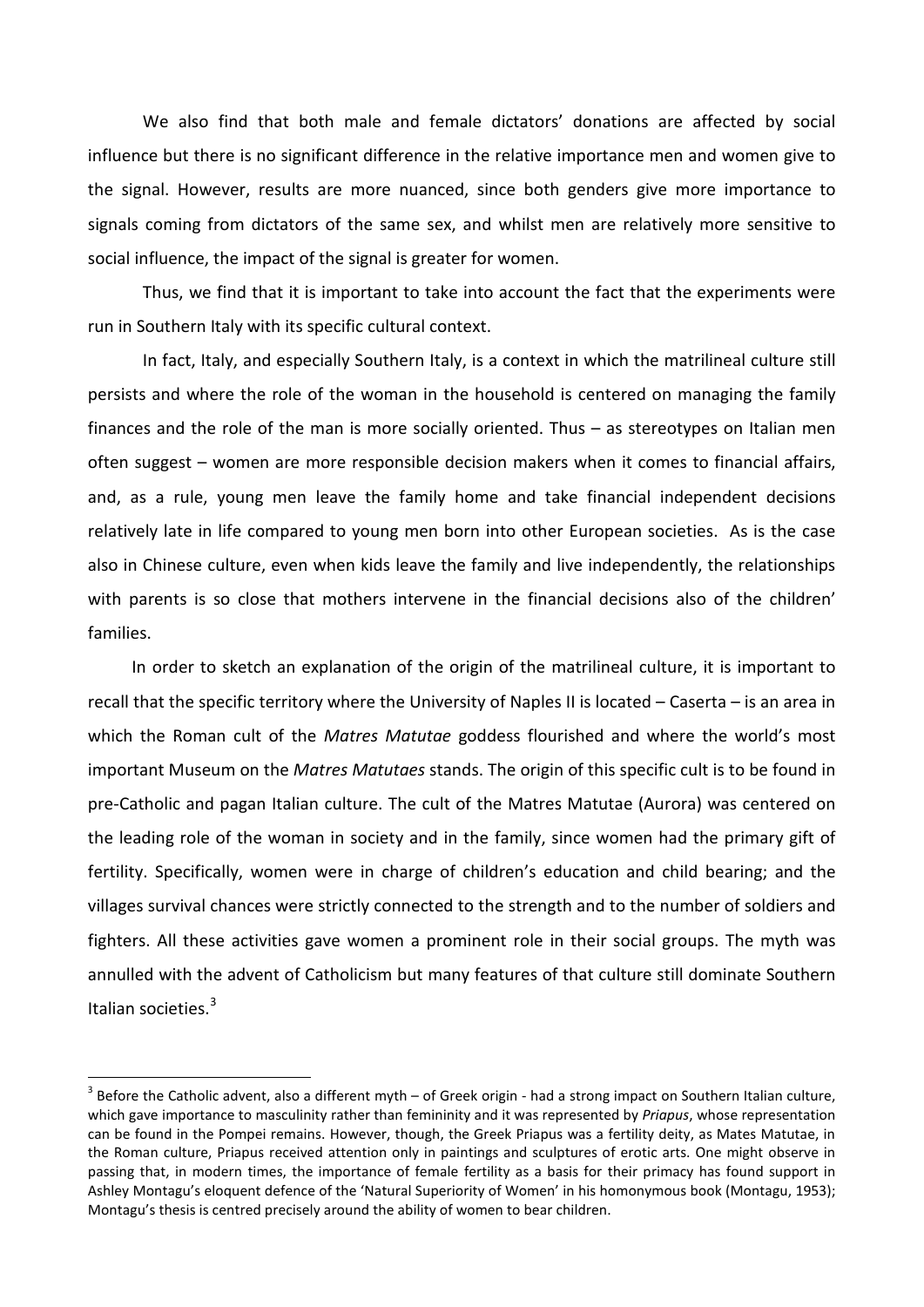We also find that both male and female dictators' donations are affected by social influence but there is no significant difference in the relative importance men and women give to the signal. However, results are more nuanced, since both genders give more importance to signals coming from dictators of the same sex, and whilst men are relatively more sensitive to social influence, the impact of the signal is greater for women.

Thus, we find that it is important to take into account the fact that the experiments were run in Southern Italy with its specific cultural context.

In fact, Italy, and especially Southern Italy, is a context in which the matrilineal culture still persists and where the role of the woman in the household is centered on managing the family finances and the role of the man is more socially oriented. Thus – as stereotypes on Italian men often suggest – women are more responsible decision makers when it comes to financial affairs, and, as a rule, young men leave the family home and take financial independent decisions relatively late in life compared to young men born into other European societies. As is the case also in Chinese culture, even when kids leave the family and live independently, the relationships with parents is so close that mothers intervene in the financial decisions also of the children' families.

In order to sketch an explanation of the origin of the matrilineal culture, it is important to recall that the specific territory where the University of Naples II is located – Caserta – is an area in which the Roman cult of the *Matres Matutae* goddess flourished and where the world's most important Museum on the *Matres Matutaes* stands. The origin of this specific cult is to be found in pre-Catholic and pagan Italian culture. The cult of the Matres Matutae (Aurora) was centered on the leading role of the woman in society and in the family, since women had the primary gift of fertility. Specifically, women were in charge of children's education and child bearing; and the villages survival chances were strictly connected to the strength and to the number of soldiers and fighters. All these activities gave women a prominent role in their social groups. The myth was annulled with the advent of Catholicism but many features of that culture still dominate Southern Italian societies.[3]

---

[3] Before the Catholic advent, also a different myth – of Greek origin - had a strong impact on Southern Italian culture, which gave importance to masculinity rather than femininity and it was represented by *Priapus*, whose representation can be found in the Pompei remains. However, though, the Greek Priapus was a fertility deity, as Mates Matutae, in the Roman culture, Priapus received attention only in paintings and sculptures of erotic arts. One might observe in passing that, in modern times, the importance of female fertility as a basis for their primacy has found support in Ashley Montagu's eloquent defence of the 'Natural Superiority of Women' in his homonymous book (Montagu, 1953); Montagu's thesis is centred precisely around the ability of women to bear children.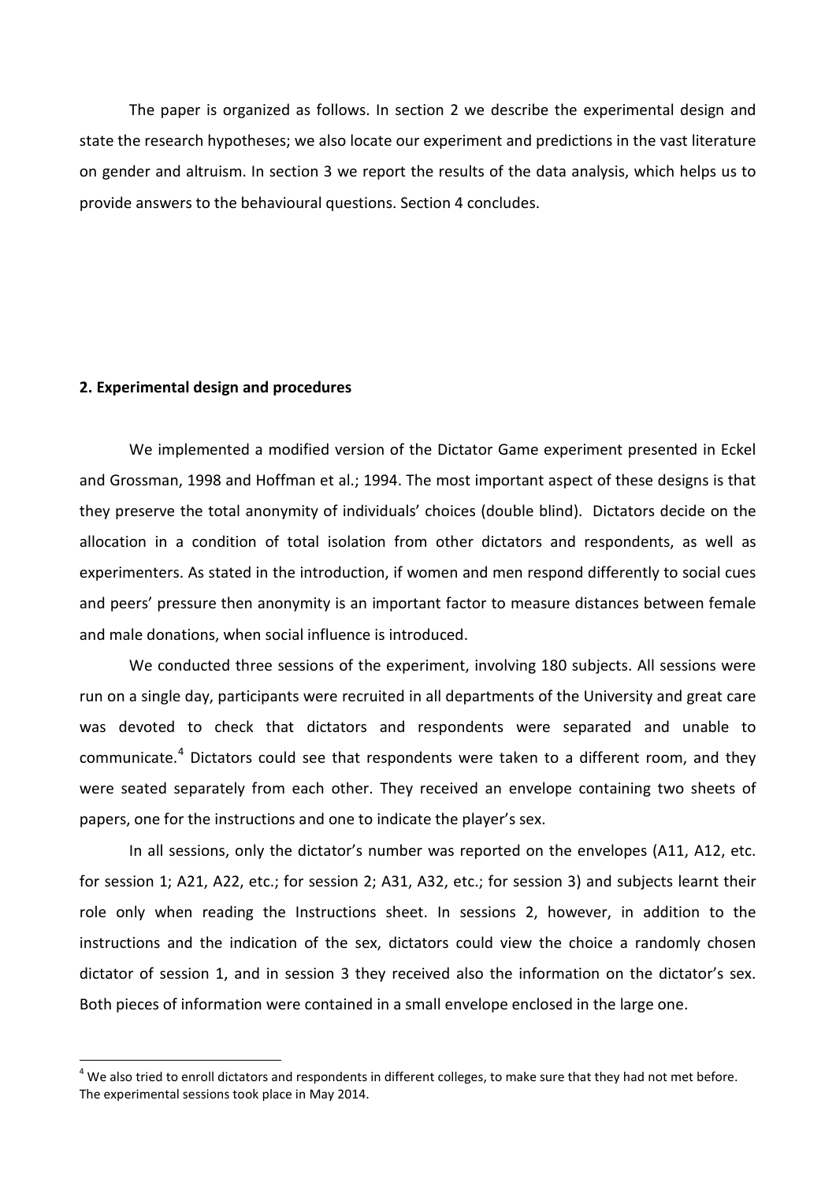The paper is organized as follows. In section 2 we describe the experimental design and state the research hypotheses; we also locate our experiment and predictions in the vast literature on gender and altruism. In section 3 we report the results of the data analysis, which helps us to provide answers to the behavioural questions. Section 4 concludes.

## 2. Experimental design and procedures

We implemented a modified version of the Dictator Game experiment presented in Eckel and Grossman, 1998 and Hoffman et al.; 1994. The most important aspect of these designs is that they preserve the total anonymity of individuals' choices (double blind). Dictators decide on the allocation in a condition of total isolation from other dictators and respondents, as well as experimenters. As stated in the introduction, if women and men respond differently to social cues and peers' pressure then anonymity is an important factor to measure distances between female and male donations, when social influence is introduced.

We conducted three sessions of the experiment, involving 180 subjects. All sessions were run on a single day, participants were recruited in all departments of the University and great care was devoted to check that dictators and respondents were separated and unable to communicate.[4] Dictators could see that respondents were taken to a different room, and they were seated separately from each other. They received an envelope containing two sheets of papers, one for the instructions and one to indicate the player's sex.

In all sessions, only the dictator's number was reported on the envelopes (A11, A12, etc. for session 1; A21, A22, etc.; for session 2; A31, A32, etc.; for session 3) and subjects learnt their role only when reading the Instructions sheet. In sessions 2, however, in addition to the instructions and the indication of the sex, dictators could view the choice a randomly chosen dictator of session 1, and in session 3 they received also the information on the dictator's sex. Both pieces of information were contained in a small envelope enclosed in the large one.

[4] We also tried to enroll dictators and respondents in different colleges, to make sure that they had not met before. The experimental sessions took place in May 2014.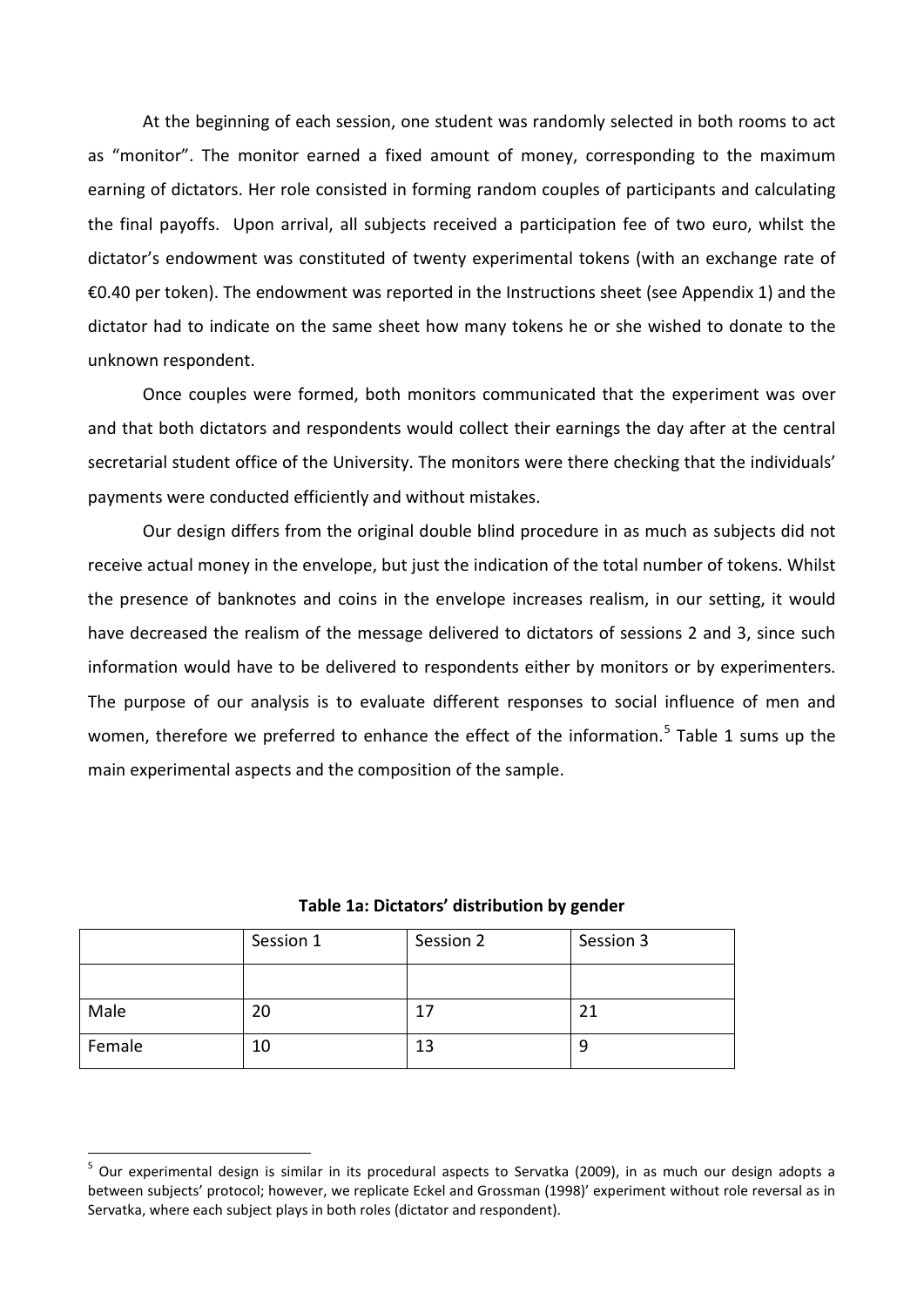At the beginning of each session, one student was randomly selected in both rooms to act as "monitor". The monitor earned a fixed amount of money, corresponding to the maximum earning of dictators. Her role consisted in forming random couples of participants and calculating the final payoffs. Upon arrival, all subjects received a participation fee of two euro, whilst the dictator's endowment was constituted of twenty experimental tokens (with an exchange rate of €0.40 per token). The endowment was reported in the Instructions sheet (see Appendix 1) and the dictator had to indicate on the same sheet how many tokens he or she wished to donate to the unknown respondent.

Once couples were formed, both monitors communicated that the experiment was over and that both dictators and respondents would collect their earnings the day after at the central secretarial student office of the University. The monitors were there checking that the individuals' payments were conducted efficiently and without mistakes.

Our design differs from the original double blind procedure in as much as subjects did not receive actual money in the envelope, but just the indication of the total number of tokens. Whilst the presence of banknotes and coins in the envelope increases realism, in our setting, it would have decreased the realism of the message delivered to dictators of sessions 2 and 3, since such information would have to be delivered to respondents either by monitors or by experimenters. The purpose of our analysis is to evaluate different responses to social influence of men and women, therefore we preferred to enhance the effect of the information.[5] Table 1 sums up the main experimental aspects and the composition of the sample.

**Table 1a: Dictators' distribution by gender**

| | Session 1 | Session 2 | Session 3 |
|---|---|---|---|
| | | | |
| Male | 20 | 17 | 21 |
| Female | 10 | 13 | 9 |

[5] Our experimental design is similar in its procedural aspects to Servatka (2009), in as much our design adopts a between subjects' protocol; however, we replicate Eckel and Grossman (1998)' experiment without role reversal as in Servatka, where each subject plays in both roles (dictator and respondent).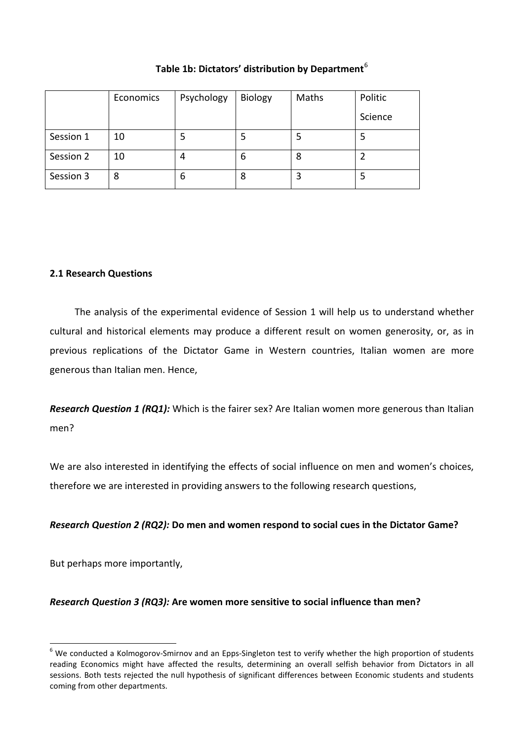**Table 1b: Dictators' distribution by Department**[6]

| | Economics | Psychology | Biology | Maths | Politic Science |
|---|---|---|---|---|---|
| Session 1 | 10 | 5 | 5 | 5 | 5 |
| Session 2 | 10 | 4 | 6 | 8 | 2 |
| Session 3 | 8 | 6 | 8 | 3 | 5 |

### 2.1 Research Questions

The analysis of the experimental evidence of Session 1 will help us to understand whether cultural and historical elements may produce a different result on women generosity, or, as in previous replications of the Dictator Game in Western countries, Italian women are more generous than Italian men. Hence,

***Research Question 1 (RQ1):*** Which is the fairer sex? Are Italian women more generous than Italian men?

We are also interested in identifying the effects of social influence on men and women's choices, therefore we are interested in providing answers to the following research questions,

***Research Question 2 (RQ2):*** **Do men and women respond to social cues in the Dictator Game?**

But perhaps more importantly,

***Research Question 3 (RQ3):*** **Are women more sensitive to social influence than men?**

[6] We conducted a Kolmogorov-Smirnov and an Epps-Singleton test to verify whether the high proportion of students reading Economics might have affected the results, determining an overall selfish behavior from Dictators in all sessions. Both tests rejected the null hypothesis of significant differences between Economic students and students coming from other departments.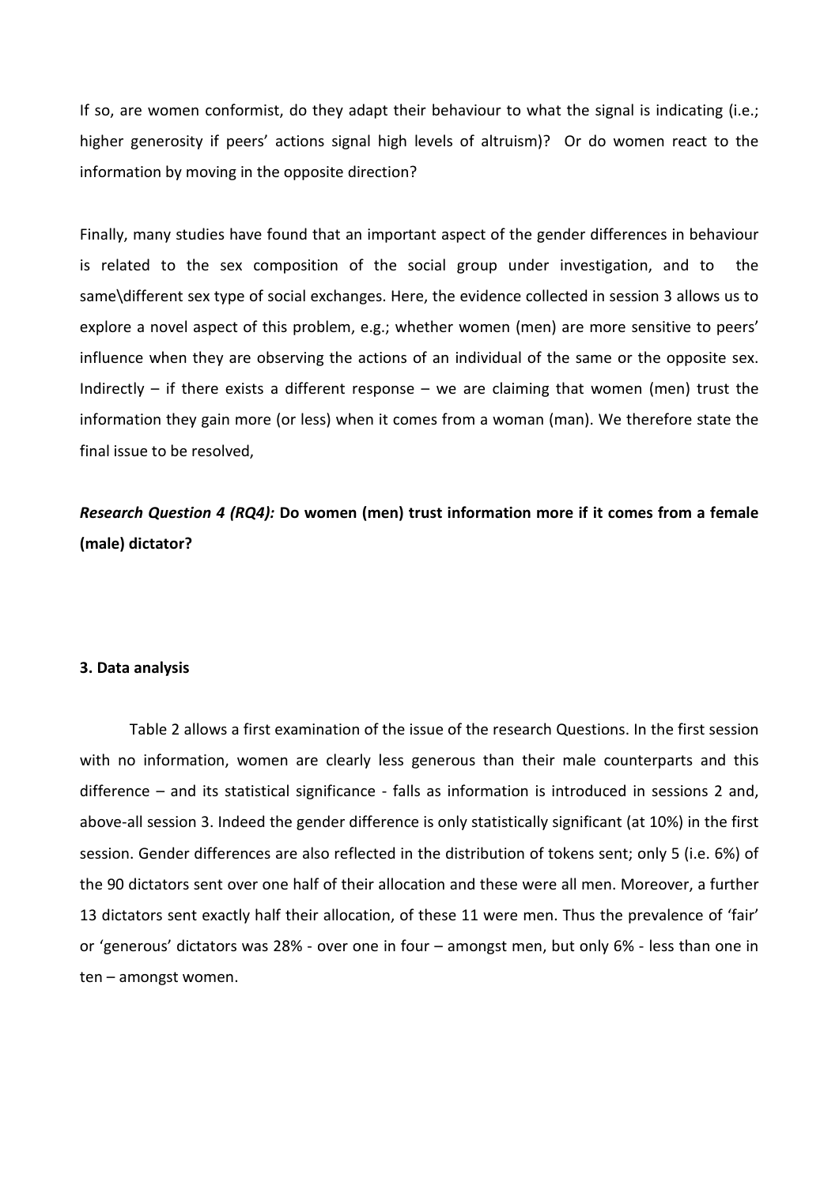If so, are women conformist, do they adapt their behaviour to what the signal is indicating (i.e.; higher generosity if peers' actions signal high levels of altruism)? Or do women react to the information by moving in the opposite direction?

Finally, many studies have found that an important aspect of the gender differences in behaviour is related to the sex composition of the social group under investigation, and to the same\different sex type of social exchanges. Here, the evidence collected in session 3 allows us to explore a novel aspect of this problem, e.g.; whether women (men) are more sensitive to peers' influence when they are observing the actions of an individual of the same or the opposite sex. Indirectly – if there exists a different response – we are claiming that women (men) trust the information they gain more (or less) when it comes from a woman (man). We therefore state the final issue to be resolved,

***Research Question 4 (RQ4):*** **Do women (men) trust information more if it comes from a female (male) dictator?**

### 3. Data analysis

Table 2 allows a first examination of the issue of the research Questions. In the first session with no information, women are clearly less generous than their male counterparts and this difference – and its statistical significance - falls as information is introduced in sessions 2 and, above-all session 3. Indeed the gender difference is only statistically significant (at 10%) in the first session. Gender differences are also reflected in the distribution of tokens sent; only 5 (i.e. 6%) of the 90 dictators sent over one half of their allocation and these were all men. Moreover, a further 13 dictators sent exactly half their allocation, of these 11 were men. Thus the prevalence of 'fair' or 'generous' dictators was 28% - over one in four – amongst men, but only 6% - less than one in ten – amongst women.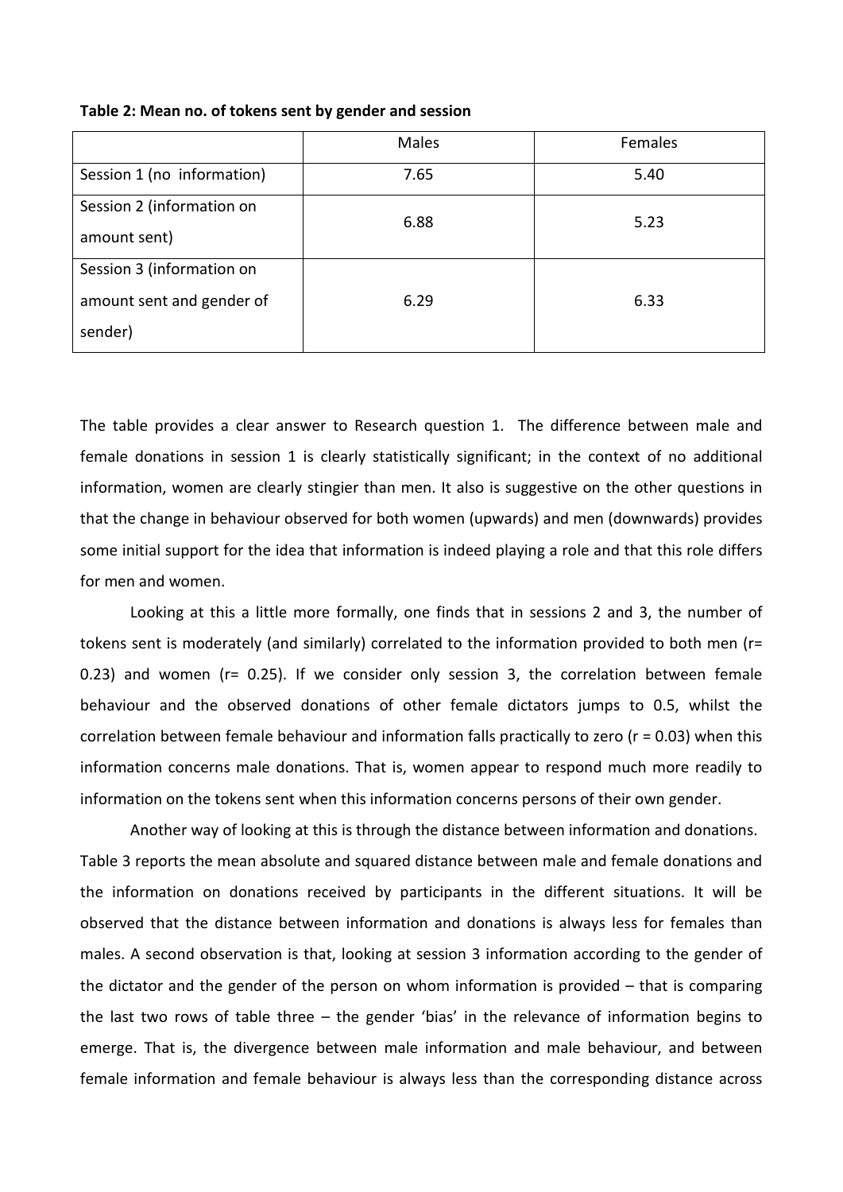**Table 2: Mean no. of tokens sent by gender and session**

| | Males | Females |
|---|---|---|
| Session 1 (no information) | 7.65 | 5.40 |
| Session 2 (information on amount sent) | 6.88 | 5.23 |
| Session 3 (information on amount sent and gender of sender) | 6.29 | 6.33 |

The table provides a clear answer to Research question 1. The difference between male and female donations in session 1 is clearly statistically significant; in the context of no additional information, women are clearly stingier than men. It also is suggestive on the other questions in that the change in behaviour observed for both women (upwards) and men (downwards) provides some initial support for the idea that information is indeed playing a role and that this role differs for men and women.

Looking at this a little more formally, one finds that in sessions 2 and 3, the number of tokens sent is moderately (and similarly) correlated to the information provided to both men ($r = 0.23$) and women ($r = 0.25$). If we consider only session 3, the correlation between female behaviour and the observed donations of other female dictators jumps to 0.5, whilst the correlation between female behaviour and information falls practically to zero ($r = 0.03$) when this information concerns male donations. That is, women appear to respond much more readily to information on the tokens sent when this information concerns persons of their own gender.

Another way of looking at this is through the distance between information and donations. Table 3 reports the mean absolute and squared distance between male and female donations and the information on donations received by participants in the different situations. It will be observed that the distance between information and donations is always less for females than males. A second observation is that, looking at session 3 information according to the gender of the dictator and the gender of the person on whom information is provided – that is comparing the last two rows of table three – the gender 'bias' in the relevance of information begins to emerge. That is, the divergence between male information and male behaviour, and between female information and female behaviour is always less than the corresponding distance across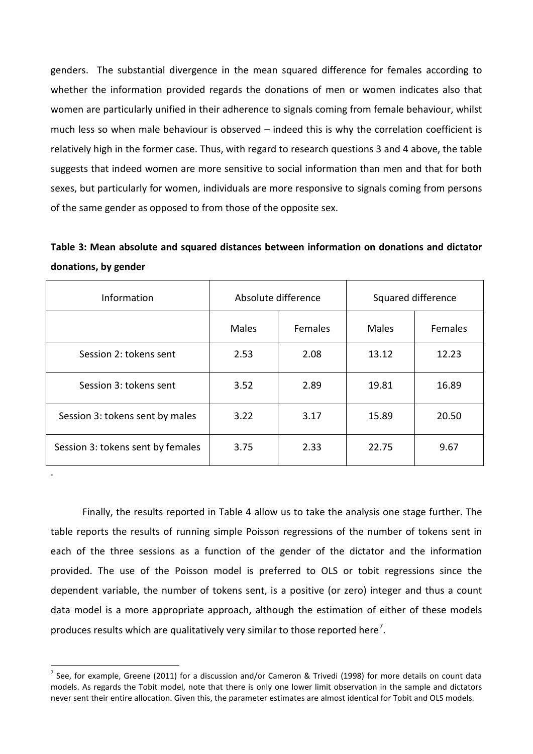genders. The substantial divergence in the mean squared difference for females according to whether the information provided regards the donations of men or women indicates also that women are particularly unified in their adherence to signals coming from female behaviour, whilst much less so when male behaviour is observed – indeed this is why the correlation coefficient is relatively high in the former case. Thus, with regard to research questions 3 and 4 above, the table suggests that indeed women are more sensitive to social information than men and that for both sexes, but particularly for women, individuals are more responsive to signals coming from persons of the same gender as opposed to from those of the opposite sex.

**Table 3: Mean absolute and squared distances between information on donations and dictator donations, by gender**

| Information | Absolute difference | | Squared difference | |
|---|---|---|---|---|
| | Males | Females | Males | Females |
| Session 2: tokens sent | 2.53 | 2.08 | 13.12 | 12.23 |
| Session 3: tokens sent | 3.52 | 2.89 | 19.81 | 16.89 |
| Session 3: tokens sent by males | 3.22 | 3.17 | 15.89 | 20.50 |
| Session 3: tokens sent by females | 3.75 | 2.33 | 22.75 | 9.67 |

.

Finally, the results reported in Table 4 allow us to take the analysis one stage further. The table reports the results of running simple Poisson regressions of the number of tokens sent in each of the three sessions as a function of the gender of the dictator and the information provided. The use of the Poisson model is preferred to OLS or tobit regressions since the dependent variable, the number of tokens sent, is a positive (or zero) integer and thus a count data model is a more appropriate approach, although the estimation of either of these models produces results which are qualitatively very similar to those reported here[7].

[7] See, for example, Greene (2011) for a discussion and/or Cameron & Trivedi (1998) for more details on count data models. As regards the Tobit model, note that there is only one lower limit observation in the sample and dictators never sent their entire allocation. Given this, the parameter estimates are almost identical for Tobit and OLS models.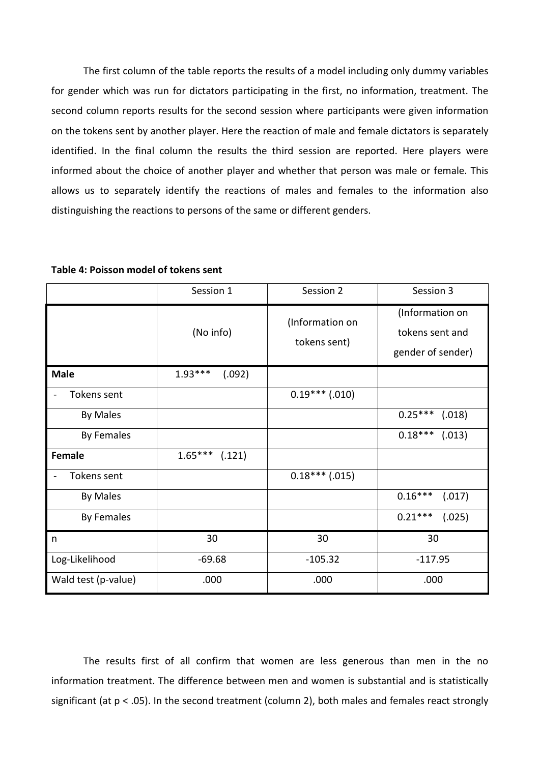The first column of the table reports the results of a model including only dummy variables for gender which was run for dictators participating in the first, no information, treatment. The second column reports results for the second session where participants were given information on the tokens sent by another player. Here the reaction of male and female dictators is separately identified. In the final column the results the third session are reported. Here players were informed about the choice of another player and whether that person was male or female. This allows us to separately identify the reactions of males and females to the information also distinguishing the reactions to persons of the same or different genders.

**Table 4: Poisson model of tokens sent**

| | Session 1 | Session 2 | Session 3 |
|---|---|---|---|
| | (No info) | (Information on tokens sent) | (Information on tokens sent and gender of sender) |
| **Male** | 1.93*** (.092) | | |
| - Tokens sent | | 0.19*** (.010) | |
| By Males | | | 0.25*** (.018) |
| By Females | | | 0.18*** (.013) |
| **Female** | 1.65*** (.121) | | |
| - Tokens sent | | 0.18*** (.015) | |
| By Males | | | 0.16*** (.017) |
| By Females | | | 0.21*** (.025) |
| n | 30 | 30 | 30 |
| Log-Likelihood | -69.68 | -105.32 | -117.95 |
| Wald test (p-value) | .000 | .000 | .000 |

The results first of all confirm that women are less generous than men in the no information treatment. The difference between men and women is substantial and is statistically significant (at $p < .05$). In the second treatment (column 2), both males and females react strongly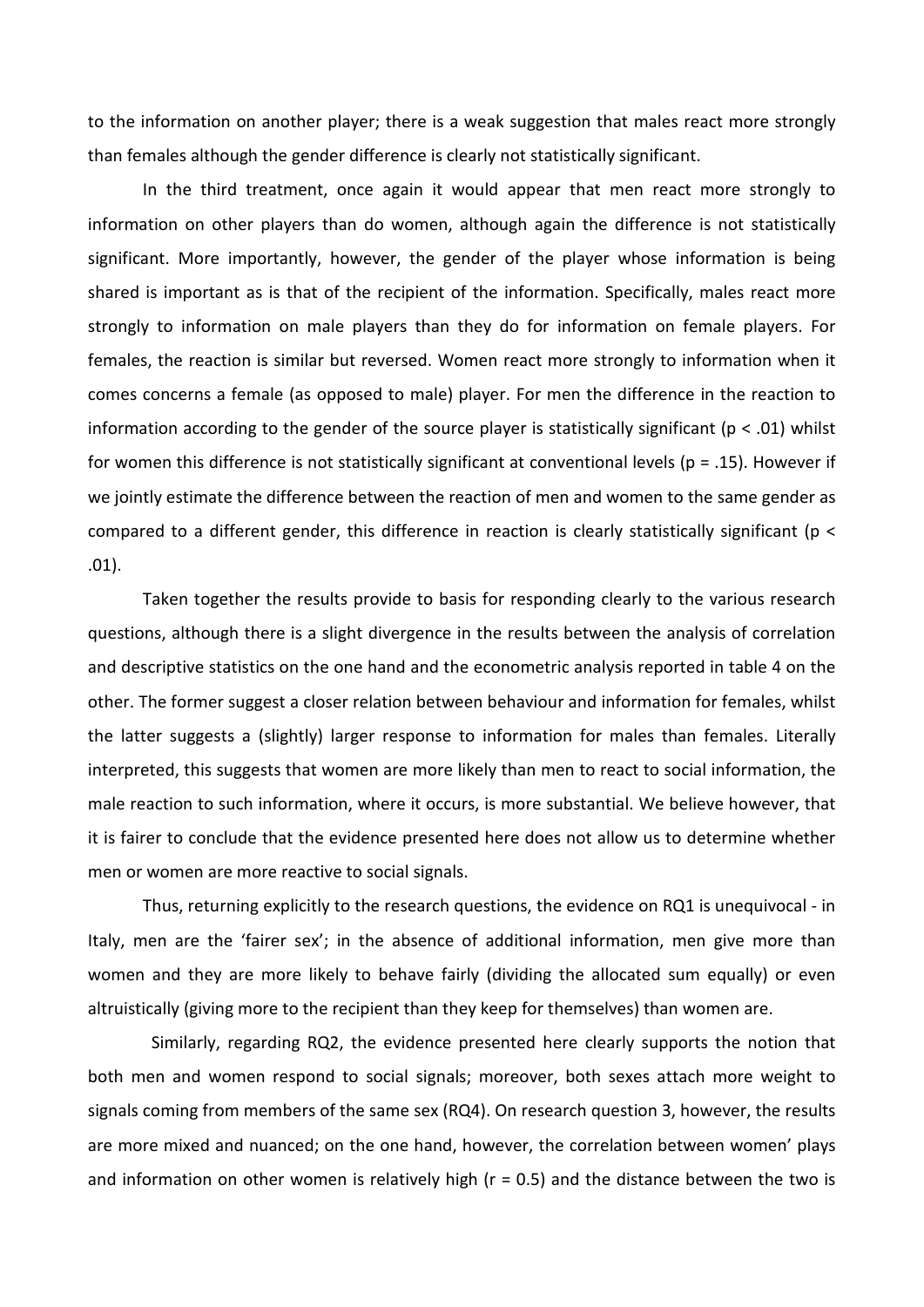to the information on another player; there is a weak suggestion that males react more strongly than females although the gender difference is clearly not statistically significant.

In the third treatment, once again it would appear that men react more strongly to information on other players than do women, although again the difference is not statistically significant. More importantly, however, the gender of the player whose information is being shared is important as is that of the recipient of the information. Specifically, males react more strongly to information on male players than they do for information on female players. For females, the reaction is similar but reversed. Women react more strongly to information when it comes concerns a female (as opposed to male) player. For men the difference in the reaction to information according to the gender of the source player is statistically significant ($p < .01$) whilst for women this difference is not statistically significant at conventional levels ($p = .15$). However if we jointly estimate the difference between the reaction of men and women to the same gender as compared to a different gender, this difference in reaction is clearly statistically significant ($p < .01$).

Taken together the results provide to basis for responding clearly to the various research questions, although there is a slight divergence in the results between the analysis of correlation and descriptive statistics on the one hand and the econometric analysis reported in table 4 on the other. The former suggest a closer relation between behaviour and information for females, whilst the latter suggests a (slightly) larger response to information for males than females. Literally interpreted, this suggests that women are more likely than men to react to social information, the male reaction to such information, where it occurs, is more substantial. We believe however, that it is fairer to conclude that the evidence presented here does not allow us to determine whether men or women are more reactive to social signals.

Thus, returning explicitly to the research questions, the evidence on RQ1 is unequivocal - in Italy, men are the 'fairer sex'; in the absence of additional information, men give more than women and they are more likely to behave fairly (dividing the allocated sum equally) or even altruistically (giving more to the recipient than they keep for themselves) than women are.

Similarly, regarding RQ2, the evidence presented here clearly supports the notion that both men and women respond to social signals; moreover, both sexes attach more weight to signals coming from members of the same sex (RQ4). On research question 3, however, the results are more mixed and nuanced; on the one hand, however, the correlation between women' plays and information on other women is relatively high ($r = 0.5$) and the distance between the two is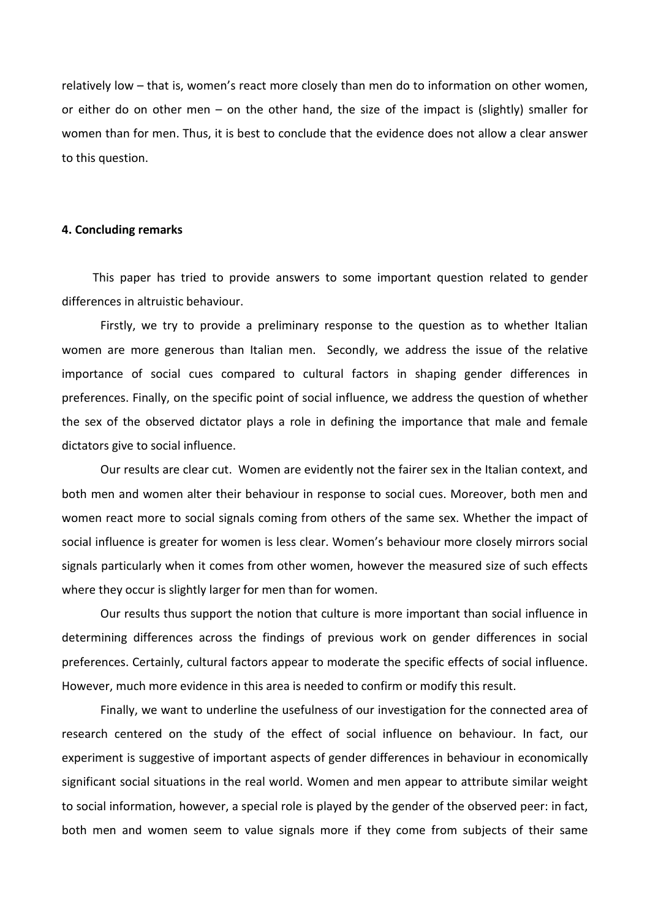relatively low – that is, women's react more closely than men do to information on other women, or either do on other men – on the other hand, the size of the impact is (slightly) smaller for women than for men. Thus, it is best to conclude that the evidence does not allow a clear answer to this question.

## 4. Concluding remarks

This paper has tried to provide answers to some important question related to gender differences in altruistic behaviour.

Firstly, we try to provide a preliminary response to the question as to whether Italian women are more generous than Italian men. Secondly, we address the issue of the relative importance of social cues compared to cultural factors in shaping gender differences in preferences. Finally, on the specific point of social influence, we address the question of whether the sex of the observed dictator plays a role in defining the importance that male and female dictators give to social influence.

Our results are clear cut. Women are evidently not the fairer sex in the Italian context, and both men and women alter their behaviour in response to social cues. Moreover, both men and women react more to social signals coming from others of the same sex. Whether the impact of social influence is greater for women is less clear. Women's behaviour more closely mirrors social signals particularly when it comes from other women, however the measured size of such effects where they occur is slightly larger for men than for women.

Our results thus support the notion that culture is more important than social influence in determining differences across the findings of previous work on gender differences in social preferences. Certainly, cultural factors appear to moderate the specific effects of social influence. However, much more evidence in this area is needed to confirm or modify this result.

Finally, we want to underline the usefulness of our investigation for the connected area of research centered on the study of the effect of social influence on behaviour. In fact, our experiment is suggestive of important aspects of gender differences in behaviour in economically significant social situations in the real world. Women and men appear to attribute similar weight to social information, however, a special role is played by the gender of the observed peer: in fact, both men and women seem to value signals more if they come from subjects of their same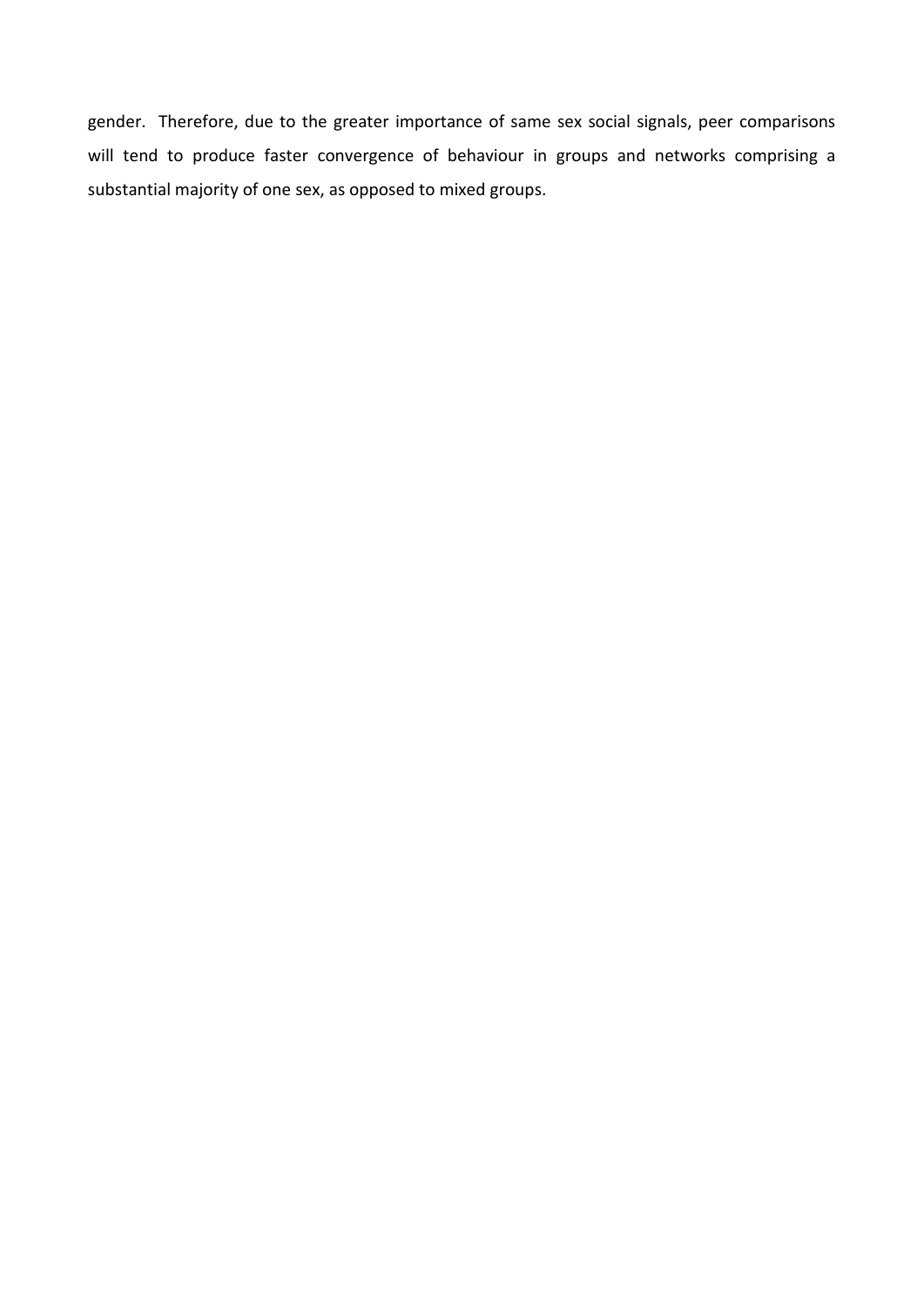gender. Therefore, due to the greater importance of same sex social signals, peer comparisons will tend to produce faster convergence of behaviour in groups and networks comprising a substantial majority of one sex, as opposed to mixed groups.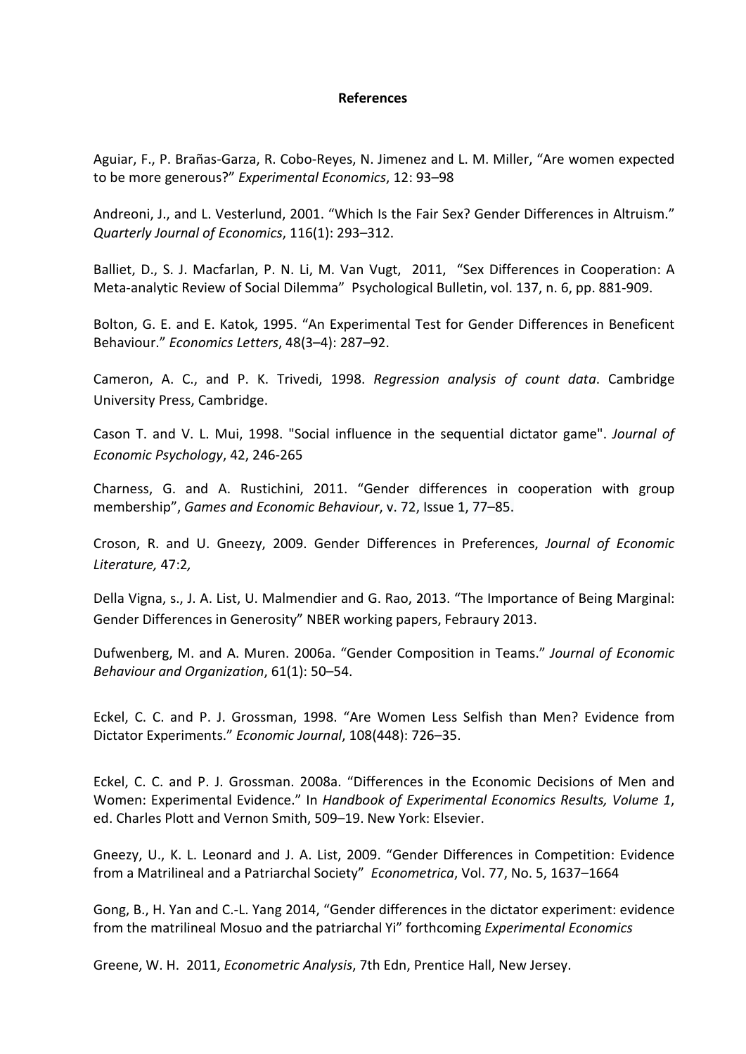**References**

Aguiar, F., P. Brañas-Garza, R. Cobo-Reyes, N. Jimenez and L. M. Miller, "Are women expected to be more generous?" *Experimental Economics*, 12: 93–98

Andreoni, J., and L. Vesterlund, 2001. "Which Is the Fair Sex? Gender Differences in Altruism." *Quarterly Journal of Economics*, 116(1): 293–312.

Balliet, D., S. J. Macfarlan, P. N. Li, M. Van Vugt, 2011, "Sex Differences in Cooperation: A Meta-analytic Review of Social Dilemma" Psychological Bulletin, vol. 137, n. 6, pp. 881-909.

Bolton, G. E. and E. Katok, 1995. "An Experimental Test for Gender Differences in Beneficent Behaviour." *Economics Letters*, 48(3–4): 287–92.

Cameron, A. C., and P. K. Trivedi, 1998. *Regression analysis of count data*. Cambridge University Press, Cambridge.

Cason T. and V. L. Mui, 1998. "Social influence in the sequential dictator game". *Journal of Economic Psychology*, 42, 246-265

Charness, G. and A. Rustichini, 2011. "Gender differences in cooperation with group membership", *Games and Economic Behaviour*, v. 72, Issue 1, 77–85.

Croson, R. and U. Gneezy, 2009. Gender Differences in Preferences, *Journal of Economic Literature,* 47:2*,*

Della Vigna, s., J. A. List, U. Malmendier and G. Rao, 2013. "The Importance of Being Marginal: Gender Differences in Generosity" NBER working papers, Febraury 2013.

Dufwenberg, M. and A. Muren. 2006a. "Gender Composition in Teams." *Journal of Economic Behaviour and Organization*, 61(1): 50–54.

Eckel, C. C. and P. J. Grossman, 1998. "Are Women Less Selfish than Men? Evidence from Dictator Experiments." *Economic Journal*, 108(448): 726–35.

Eckel, C. C. and P. J. Grossman. 2008a. "Differences in the Economic Decisions of Men and Women: Experimental Evidence." In *Handbook of Experimental Economics Results, Volume 1*, ed. Charles Plott and Vernon Smith, 509–19. New York: Elsevier.

Gneezy, U., K. L. Leonard and J. A. List, 2009. "Gender Differences in Competition: Evidence from a Matrilineal and a Patriarchal Society" *Econometrica*, Vol. 77, No. 5, 1637–1664

Gong, B., H. Yan and C.-L. Yang 2014, "Gender differences in the dictator experiment: evidence from the matrilineal Mosuo and the patriarchal Yi" forthcoming *Experimental Economics*

Greene, W. H. 2011, *Econometric Analysis*, 7th Edn, Prentice Hall, New Jersey.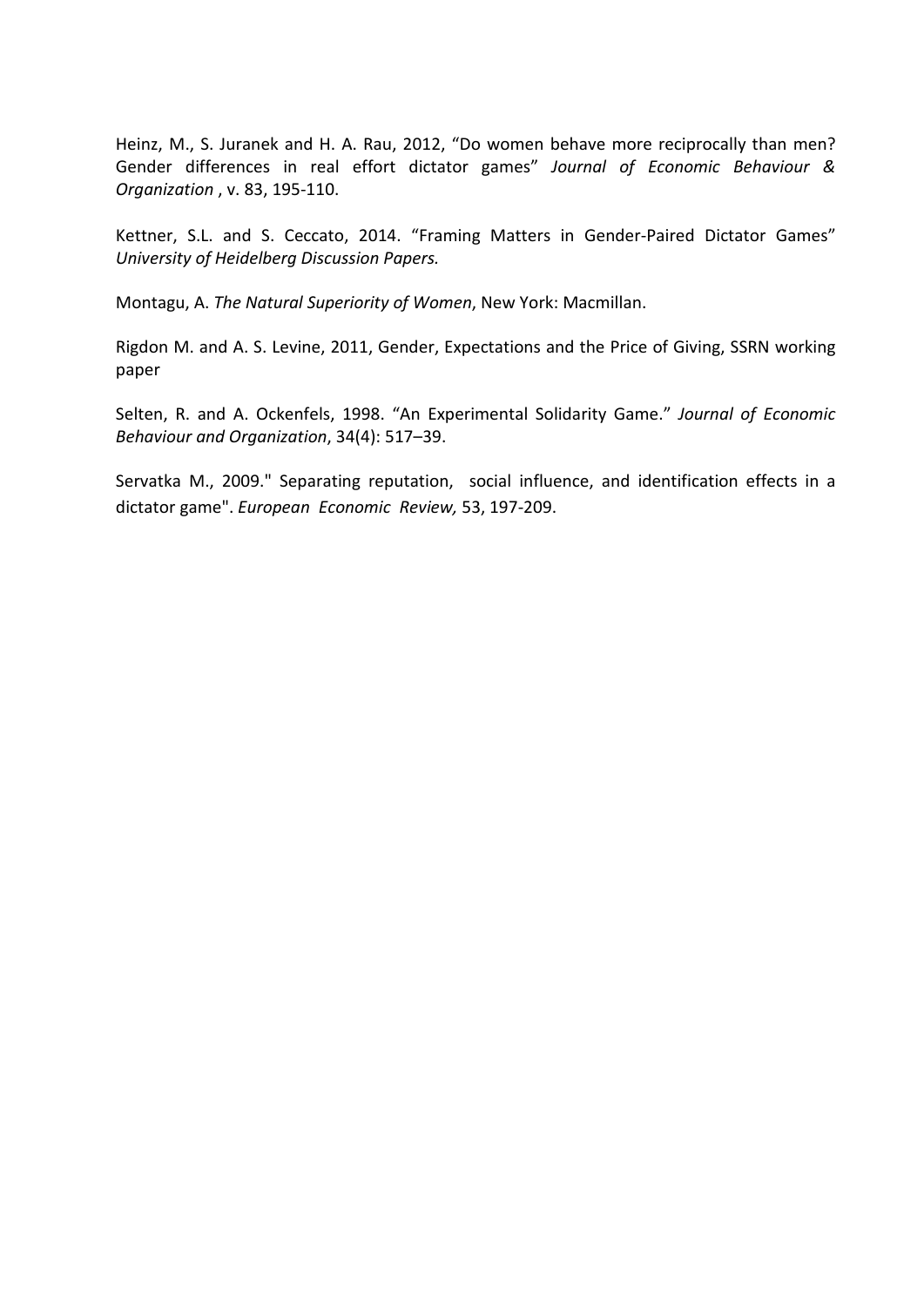Heinz, M., S. Juranek and H. A. Rau, 2012, “Do women behave more reciprocally than men? Gender differences in real effort dictator games” *Journal of Economic Behaviour & Organization* , v. 83, 195-110.

Kettner, S.L. and S. Ceccato, 2014. “Framing Matters in Gender-Paired Dictator Games” *University of Heidelberg Discussion Papers.*

Montagu, A. *The Natural Superiority of Women*, New York: Macmillan.

Rigdon M. and A. S. Levine, 2011, Gender, Expectations and the Price of Giving, SSRN working paper

Selten, R. and A. Ockenfels, 1998. “An Experimental Solidarity Game.” *Journal of Economic Behaviour and Organization*, 34(4): 517–39.

Servatka M., 2009." Separating reputation, social influence, and identification effects in a dictator game". *European Economic Review,* 53, 197-209.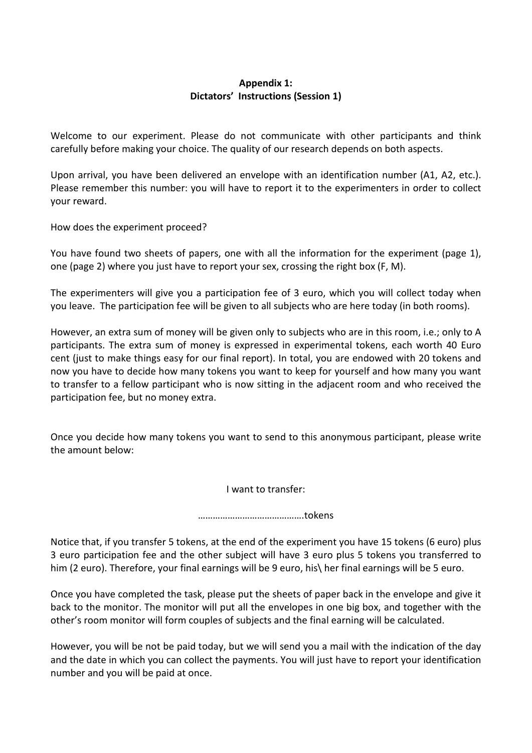**Appendix 1:**
**Dictators' Instructions (Session 1)**

Welcome to our experiment. Please do not communicate with other participants and think carefully before making your choice. The quality of our research depends on both aspects.

Upon arrival, you have been delivered an envelope with an identification number (A1, A2, etc.). Please remember this number: you will have to report it to the experimenters in order to collect your reward.

How does the experiment proceed?

You have found two sheets of papers, one with all the information for the experiment (page 1), one (page 2) where you just have to report your sex, crossing the right box (F, M).

The experimenters will give you a participation fee of 3 euro, which you will collect today when you leave. The participation fee will be given to all subjects who are here today (in both rooms).

However, an extra sum of money will be given only to subjects who are in this room, i.e.; only to A participants. The extra sum of money is expressed in experimental tokens, each worth 40 Euro cent (just to make things easy for our final report). In total, you are endowed with 20 tokens and now you have to decide how many tokens you want to keep for yourself and how many you want to transfer to a fellow participant who is now sitting in the adjacent room and who received the participation fee, but no money extra.

Once you decide how many tokens you want to send to this anonymous participant, please write the amount below:

I want to transfer:

…………………………………….tokens

Notice that, if you transfer 5 tokens, at the end of the experiment you have 15 tokens (6 euro) plus 3 euro participation fee and the other subject will have 3 euro plus 5 tokens you transferred to him (2 euro). Therefore, your final earnings will be 9 euro, his\ her final earnings will be 5 euro.

Once you have completed the task, please put the sheets of paper back in the envelope and give it back to the monitor. The monitor will put all the envelopes in one big box, and together with the other's room monitor will form couples of subjects and the final earning will be calculated.

However, you will be not be paid today, but we will send you a mail with the indication of the day and the date in which you can collect the payments. You will just have to report your identification number and you will be paid at once.